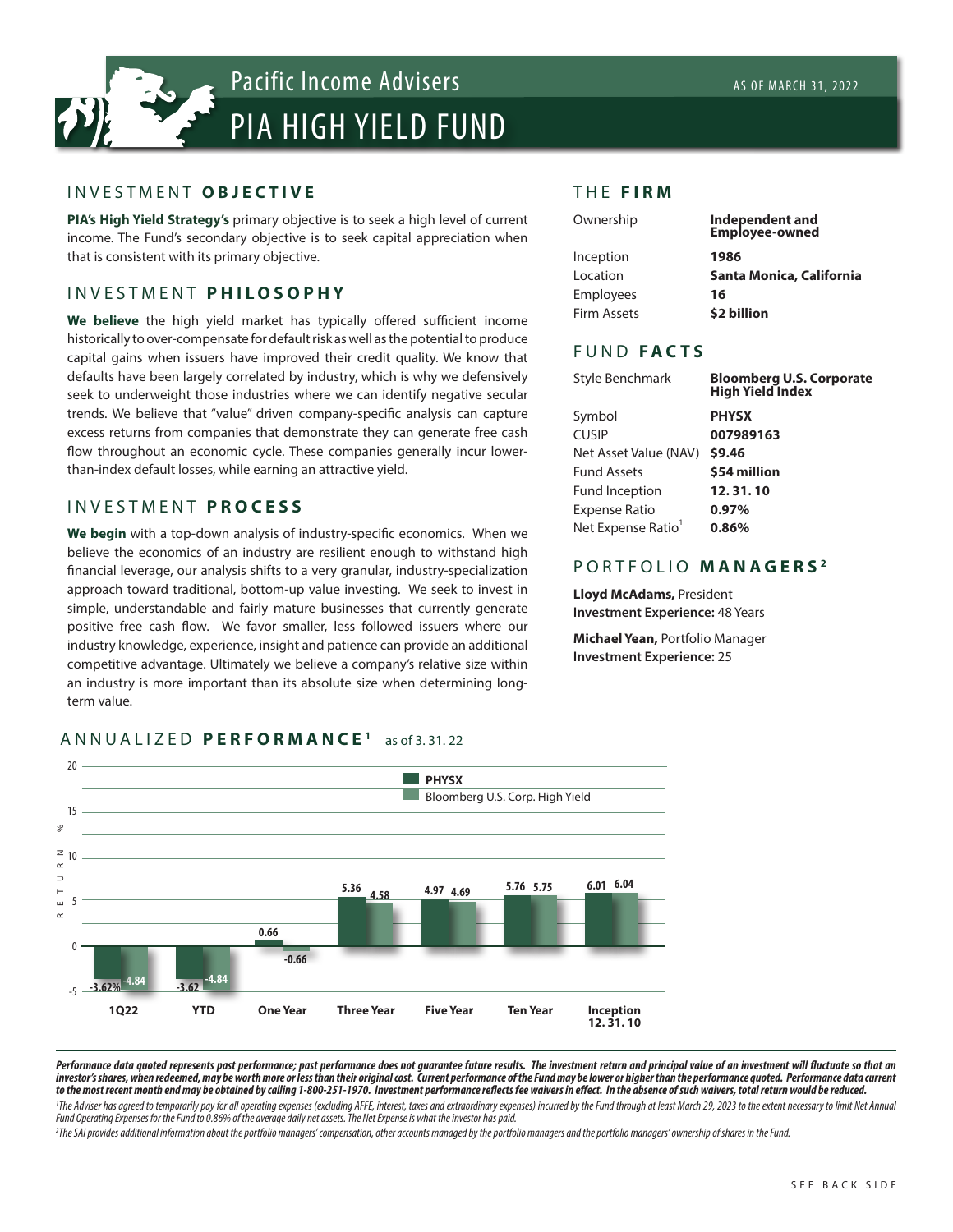# Pacific Income Advisers

# PIA HIGH YIELD FUND

AS OF MARCH 31, 2022

## INVESTMENT OBJECTIVE

**PIA's High Yield Strategy's** primary objective is to seek a high level of current income. The Fund's secondary objective is to seek capital appreciation when that is consistent with its primary objective.

## INVESTMENT PHILOSOPHY

**We believe** the high yield market has typically offered sufficient income historically to over-compensate for default risk as well as the potential to produce capital gains when issuers have improved their credit quality. We know that defaults have been largely correlated by industry, which is why we defensively seek to underweight those industries where we can identify negative secular trends. We believe that "value" driven company-specific analysis can capture excess returns from companies that demonstrate they can generate free cash flow throughout an economic cycle. These companies generally incur lower-than-index default losses, while earning an attractive yield.

## INVESTMENT PROCESS

**We begin** with a top-down analysis of industry-specific economics. When we believe the economics of an industry are resilient enough to withstand high financial leverage, our analysis shifts to a very granular, industry-specialization approach toward traditional, bottom-up value investing. We seek to invest in simple, understandable and fairly mature businesses that currently generate positive free cash flow. We favor smaller, less followed issuers where our industry knowledge, experience, insight and patience can provide an additional competitive advantage. Ultimately we believe a company's relative size within an industry is more important than its absolute size when determining long-term value.

## THE FIRM

| | |
|---|---|
| Ownership | **Independent and Employee-owned** |
| Inception | **1986** |
| Location | **Santa Monica, California** |
| Employees | **16** |
| Firm Assets | **$2 billion** |

## FUND FACTS

| | |
|---|---|
| Style Benchmark | **Bloomberg U.S. Corporate High Yield Index** |
| Symbol | **PHYSX** |
| CUSIP | **007989163** |
| Net Asset Value (NAV) | **$9.46** |
| Fund Assets | **$54 million** |
| Fund Inception | **12. 31. 10** |
| Expense Ratio | **0.97%** |
| Net Expense Ratio[1] | **0.86%** |

## PORTFOLIO MANAGERS[2]

**Lloyd McAdams,** President
**Investment Experience:** 48 Years

**Michael Yean,** Portfolio Manager
**Investment Experience:** 25

## ANNUALIZED PERFORMANCE[1] as of 3. 31. 22

| Return (%) | 1Q22 | YTD | One Year | Three Year | Five Year | Ten Year | Inception 12. 31. 10 |
|---|---|---|---|---|---|---|---|
| PHYSX | -3.62% | -3.62 | 0.66 | 5.36 | 4.97 | 5.76 | 6.01 |
| Bloomberg U.S. Corp. High Yield | -4.84 | -4.84 | -0.66 | 4.58 | 4.69 | 5.75 | 6.04 |

***Performance data quoted represents past performance; past performance does not guarantee future results. The investment return and principal value of an investment will fluctuate so that an investor's shares, when redeemed, may be worth more or less than their original cost. Current performance of the Fund may be lower or higher than the performance quoted. Performance data current to the most recent month end may be obtained by calling 1-800-251-1970. Investment performance reflects fee waivers in effect. In the absence of such waivers, total return would be reduced.***

*[1]The Adviser has agreed to temporarily pay for all operating expenses (excluding AFFE, interest, taxes and extraordinary expenses) incurred by the Fund through at least March 29, 2023 to the extent necessary to limit Net Annual Fund Operating Expenses for the Fund to 0.86% of the average daily net assets. The Net Expense is what the investor has paid.*

*[2]The SAI provides additional information about the portfolio managers' compensation, other accounts managed by the portfolio managers and the portfolio managers' ownership of shares in the Fund.*

SEE BACK SIDE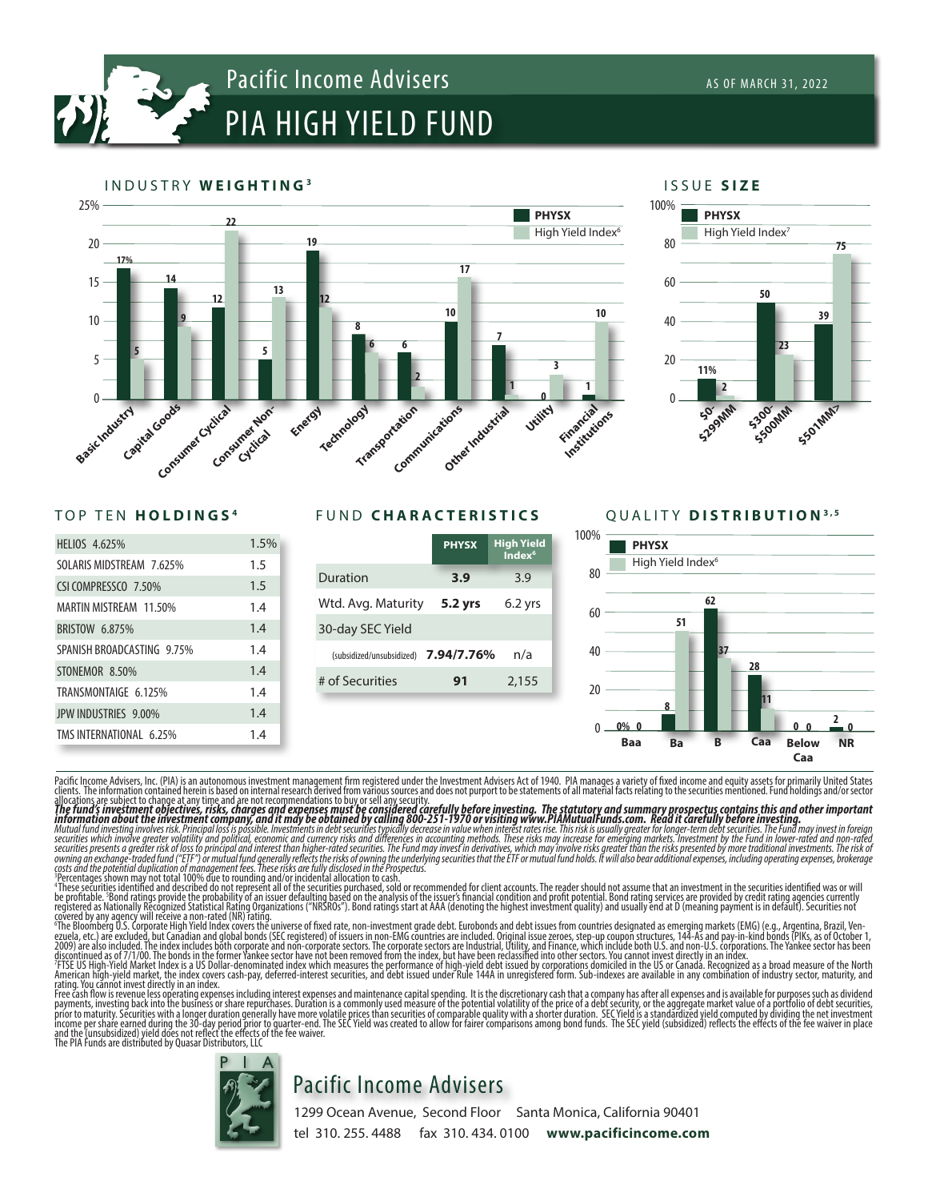# Pacific Income Advisers

# PIA HIGH YIELD FUND

AS OF MARCH 31, 2022

## INDUSTRY WEIGHTING[3]

25%
20
15
10
5
0

PHYSX
High Yield Index[6]

17%
5
14
9
12
22
5
13
19
12
8
6
6
2
10
17
7
1
0
3
1
10

Basic Industry
Capital Goods
Consumer Cyclical
Consumer Non-Cyclical
Energy
Technology
Transportation
Communications
Other Industrial
Utility
Financial Institutions

## ISSUE SIZE

100%
80
60
40
20
0

PHYSX
High Yield Index[7]

11%
2
50
23
39
75

$0-$299MM
$300-$500MM
$501MM>

## TOP TEN HOLDINGS[4]

| | |
|---|---|
| HELIOS 4.625% | 1.5% |
| SOLARIS MIDSTREAM 7.625% | 1.5 |
| CSI COMPRESSCO 7.50% | 1.5 |
| MARTIN MIDSTREAM 11.50% | 1.4 |
| BRISTOW 6.875% | 1.4 |
| SPANISH BROADCASTING 9.75% | 1.4 |
| STONEMOR 8.50% | 1.4 |
| TRANSMONTAIGE 6.125% | 1.4 |
| JPW INDUSTRIES 9.00% | 1.4 |
| TMS INTERNATIONAL 6.25% | 1.4 |

## FUND CHARACTERISTICS

| | PHYSX | High Yield Index[6] |
|---|---|---|
| Duration | **3.9** | 3.9 |
| Wtd. Avg. Maturity | **5.2 yrs** | 6.2 yrs |
| 30-day SEC Yield | | |
| (subsidized/unsubsidized) | **7.94/7.76%** | n/a |
| # of Securities | **91** | 2,155 |

## QUALITY DISTRIBUTION[3,5]

100%
80
60
40
20
0

PHYSX
High Yield Index[6]

0%
0
8
51
62
37
28
11
0
0
2
0

Baa
Ba
B
Caa
Below Caa
NR

Pacific Income Advisers, Inc. (PIA) is an autonomous investment management firm registered under the Investment Advisers Act of 1940. PIA manages a variety of fixed income and equity assets for primarily United States clients. The information contained herein is based on internal research derived from various sources and does not purport to be statements of all material facts relating to the securities mentioned. Fund holdings and/or sector allocations are subject to change at any time and are not recommendations to buy or sell any security.

***The fund's investment objectives, risks, charges and expenses must be considered carefully before investing. The statutory and summary prospectus contains this and other important information about the investment company, and it may be obtained by calling 800-251-1970 or visiting www.PIAMutualFunds.com. Read it carefully before investing.***

*Mutual fund investing involves risk. Principal loss is possible. Investments in debt securities typically decrease in value when interest rates rise. This risk is usually greater for longer-term debt securities. The Fund may invest in foreign securities which involve greater volatility and political, economic and currency risks and differences in accounting methods. These risks may increase for emerging markets. Investment by the Fund in lower-rated and non-rated securities presents a greater risk of loss to principal and interest than higher-rated securities. The Fund may invest in derivatives, which may involve risks greater than the risks presented by more traditional investments. The risk of owning an exchange-traded fund ("ETF") or mutual fund generally reflects the risks of owning the underlying securities that the ETF or mutual fund holds. It will also bear additional expenses, including operating expenses, brokerage costs and the potential duplication of management fees. These risks are fully disclosed in the Prospectus.*

[3]Percentages shown may not total 100% due to rounding and/or incidental allocation to cash.

[4]These securities identified and described do not represent all of the securities purchased, sold or recommended for client accounts. The reader should not assume that an investment in the securities identified was or will be profitable. [5]Bond ratings provide the probability of an issuer defaulting based on the analysis of the issuer's financial condition and profit potential. Bond rating services are provided by credit rating agencies currently registered as Nationally Recognized Statistical Rating Organizations ("NRSROs"). Bond ratings start at AAA (denoting the highest investment quality) and usually end at D (meaning payment is in default). Securities not covered by any agency will receive a non-rated (NR) rating.

[6]The Bloomberg U.S. Corporate High Yield Index covers the universe of fixed rate, non-investment grade debt. Eurobonds and debt issues from countries designated as emerging markets (EMG) (e.g., Argentina, Brazil, Venezuela, etc.) are excluded, but Canadian and global bonds (SEC registered) of issuers in non-EMG countries are included. Original issue zeroes, step-up coupon structures, 144-As and pay-in-kind bonds (PIKs, as of October 1, 2009) are also included. The index includes both corporate and non-corporate sectors. The corporate sectors are Industrial, Utility, and Finance, which include both U.S. and non-U.S. corporations. The Yankee sector has been discontinued as of 7/1/00. The bonds in the former Yankee sector have not been removed from the index, but have been reclassified into other sectors. You cannot invest directly in an index.

[7]FTSE US High-Yield Market Index is a US Dollar-denominated index which measures the performance of high-yield debt issued by corporations domiciled in the US or Canada. Recognized as a broad measure of the North American high-yield market, the index covers cash-pay, deferred-interest securities, and debt issued under Rule 144A in unregistered form. Sub-indexes are available in any combination of industry sector, maturity, and rating. You cannot invest directly in an index.

Free cash flow is revenue less operating expenses including interest expenses and maintenance capital spending. It is the discretionary cash that a company has after all expenses and is available for purposes such as dividend payments, investing back into the business or share repurchases. Duration is a commonly used measure of the potential volatility of the price of a debt security, or the aggregate market value of a portfolio of debt securities, prior to maturity. Securities with a longer duration generally have more volatile prices than securities of comparable quality with a shorter duration. SEC Yield is a standardized yield computed by dividing the net investment income per share earned during the 30-day period prior to quarter-end. The SEC Yield was created to allow for fairer comparisons among bond funds. The SEC yield (subsidized) reflects the effects of the fee waiver in place and the (unsubsidized) yield does not reflect the effects of the fee waiver.

The PIA Funds are distributed by Quasar Distributors, LLC

## Pacific Income Advisers

1299 Ocean Avenue, Second Floor Santa Monica, California 90401

tel 310. 255. 4488 fax 310. 434. 0100 **www.pacificincome.com**